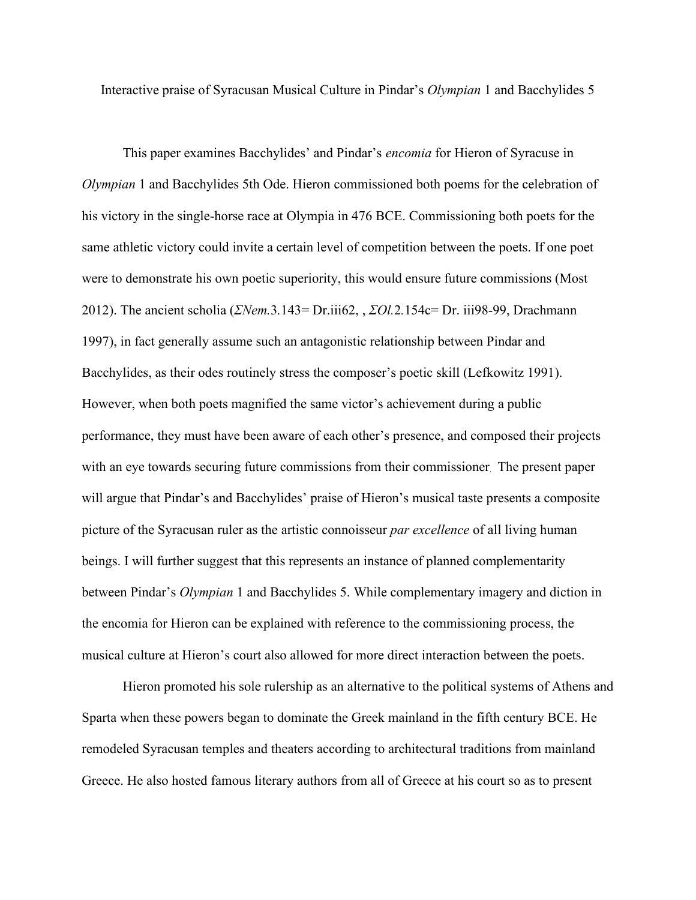# Interactive praise of Syracusan Musical Culture in Pindar's *Olympian* 1 and Bacchylides 5

This paper examines Bacchylides' and Pindar's *encomia* for Hieron of Syracuse in *Olympian* 1 and Bacchylides 5th Ode. Hieron commissioned both poems for the celebration of his victory in the single-horse race at Olympia in 476 BCE. Commissioning both poets for the same athletic victory could invite a certain level of competition between the poets. If one poet were to demonstrate his own poetic superiority, this would ensure future commissions (Most 2012). The ancient scholia (*ΣNem.*3.143= Dr.iii62, , *ΣOl.2.*154c= Dr. iii98-99, Drachmann 1997), in fact generally assume such an antagonistic relationship between Pindar and Bacchylides, as their odes routinely stress the composer's poetic skill (Lefkowitz 1991). However, when both poets magnified the same victor's achievement during a public performance, they must have been aware of each other's presence, and composed their projects with an eye towards securing future commissions from their commissioner. The present paper will argue that Pindar's and Bacchylides' praise of Hieron's musical taste presents a composite picture of the Syracusan ruler as the artistic connoisseur *par excellence* of all living human beings. I will further suggest that this represents an instance of planned complementarity between Pindar's *Olympian* 1 and Bacchylides 5. While complementary imagery and diction in the encomia for Hieron can be explained with reference to the commissioning process, the musical culture at Hieron's court also allowed for more direct interaction between the poets.

Hieron promoted his sole rulership as an alternative to the political systems of Athens and Sparta when these powers began to dominate the Greek mainland in the fifth century BCE. He remodeled Syracusan temples and theaters according to architectural traditions from mainland Greece. He also hosted famous literary authors from all of Greece at his court so as to present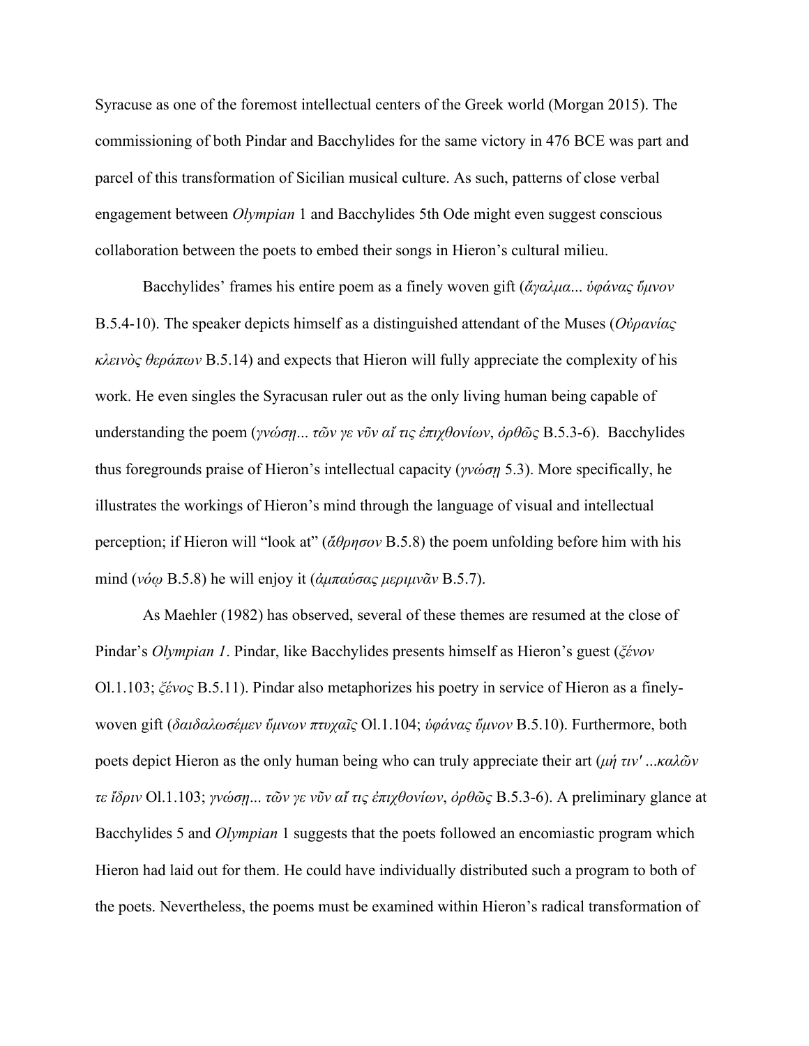Syracuse as one of the foremost intellectual centers of the Greek world (Morgan 2015). The commissioning of both Pindar and Bacchylides for the same victory in 476 BCE was part and parcel of this transformation of Sicilian musical culture. As such, patterns of close verbal engagement between *Olympian* 1 and Bacchylides 5th Ode might even suggest conscious collaboration between the poets to embed their songs in Hieron's cultural milieu.

Bacchylides' frames his entire poem as a finely woven gift (*ἄγαλμα... ὑφάνας ὕμνον* B.5.4-10). The speaker depicts himself as a distinguished attendant of the Muses (*Οὐρανίας κλεινὸς θεράπων* B.5.14) and expects that Hieron will fully appreciate the complexity of his work. He even singles the Syracusan ruler out as the only living human being capable of understanding the poem (*γνώσῃ... τῶν γε νῦν αἴ τις ἐπιχθονίων*, *ὀρθῶς* B.5.3-6). Bacchylides thus foregrounds praise of Hieron's intellectual capacity (*γνώσῃ* 5.3). More specifically, he illustrates the workings of Hieron's mind through the language of visual and intellectual perception; if Hieron will "look at" (*ἄθρησον* B.5.8) the poem unfolding before him with his mind (*νόῳ* B.5.8) he will enjoy it (*ἀμπαύσας μεριμνᾶν* B.5.7).

As Maehler (1982) has observed, several of these themes are resumed at the close of Pindar's *Olympian 1*. Pindar, like Bacchylides presents himself as Hieron's guest (*ξένον* Ol.1.103; *ξένος* B.5.11). Pindar also metaphorizes his poetry in service of Hieron as a finely-woven gift (*δαιδαλωσέμεν ὕμνων πτυχαῖς* Ol.1.104; *ὑφάνας ὕμνον* B.5.10). Furthermore, both poets depict Hieron as the only human being who can truly appreciate their art (*μή τιν' ...καλῶν τε ἴδριν* Ol.1.103; *γνώσῃ... τῶν γε νῦν αἴ τις ἐπιχθονίων*, *ὀρθῶς* B.5.3-6). A preliminary glance at Bacchylides 5 and *Olympian* 1 suggests that the poets followed an encomiastic program which Hieron had laid out for them. He could have individually distributed such a program to both of the poets. Nevertheless, the poems must be examined within Hieron's radical transformation of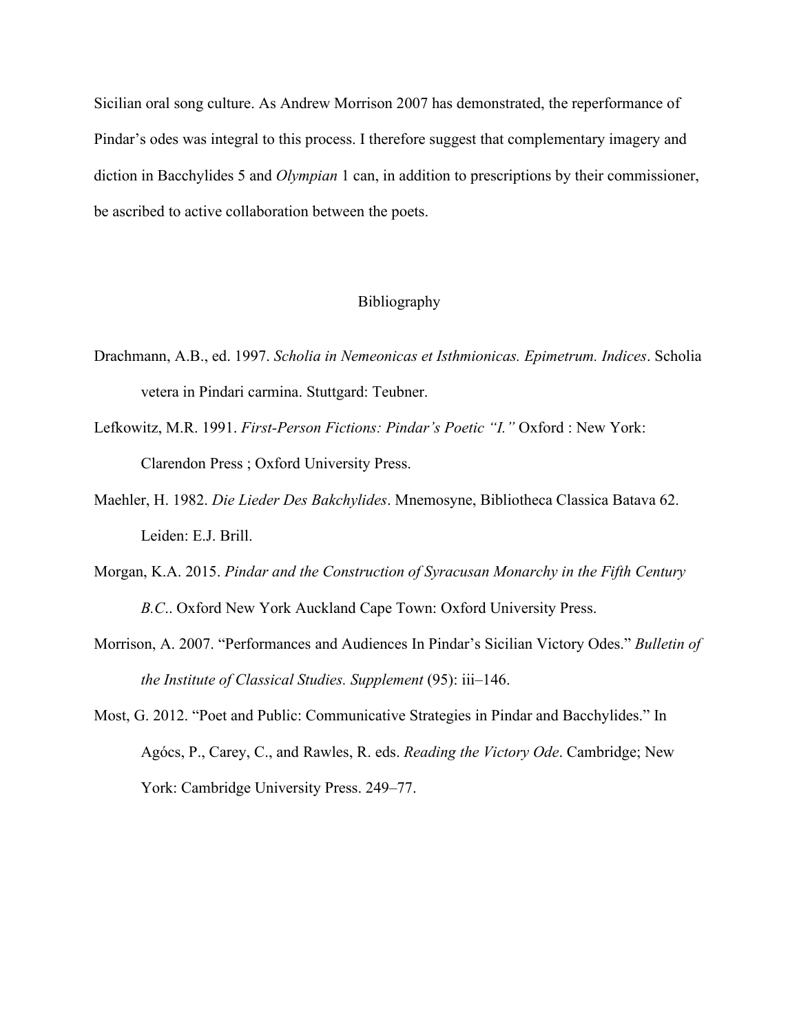Sicilian oral song culture. As Andrew Morrison 2007 has demonstrated, the reperformance of Pindar's odes was integral to this process. I therefore suggest that complementary imagery and diction in Bacchylides 5 and *Olympian* 1 can, in addition to prescriptions by their commissioner, be ascribed to active collaboration between the poets.

## Bibliography

Drachmann, A.B., ed. 1997. *Scholia in Nemeonicas et Isthmionicas. Epimetrum. Indices*. Scholia vetera in Pindari carmina. Stuttgard: Teubner.

Lefkowitz, M.R. 1991. *First-Person Fictions: Pindar's Poetic "I."* Oxford : New York: Clarendon Press ; Oxford University Press.

Maehler, H. 1982. *Die Lieder Des Bakchylides*. Mnemosyne, Bibliotheca Classica Batava 62. Leiden: E.J. Brill.

Morgan, K.A. 2015. *Pindar and the Construction of Syracusan Monarchy in the Fifth Century B.C.*. Oxford New York Auckland Cape Town: Oxford University Press.

Morrison, A. 2007. "Performances and Audiences In Pindar's Sicilian Victory Odes." *Bulletin of the Institute of Classical Studies. Supplement* (95): iii–146.

Most, G. 2012. "Poet and Public: Communicative Strategies in Pindar and Bacchylides." In Agócs, P., Carey, C., and Rawles, R. eds. *Reading the Victory Ode*. Cambridge; New York: Cambridge University Press. 249–77.